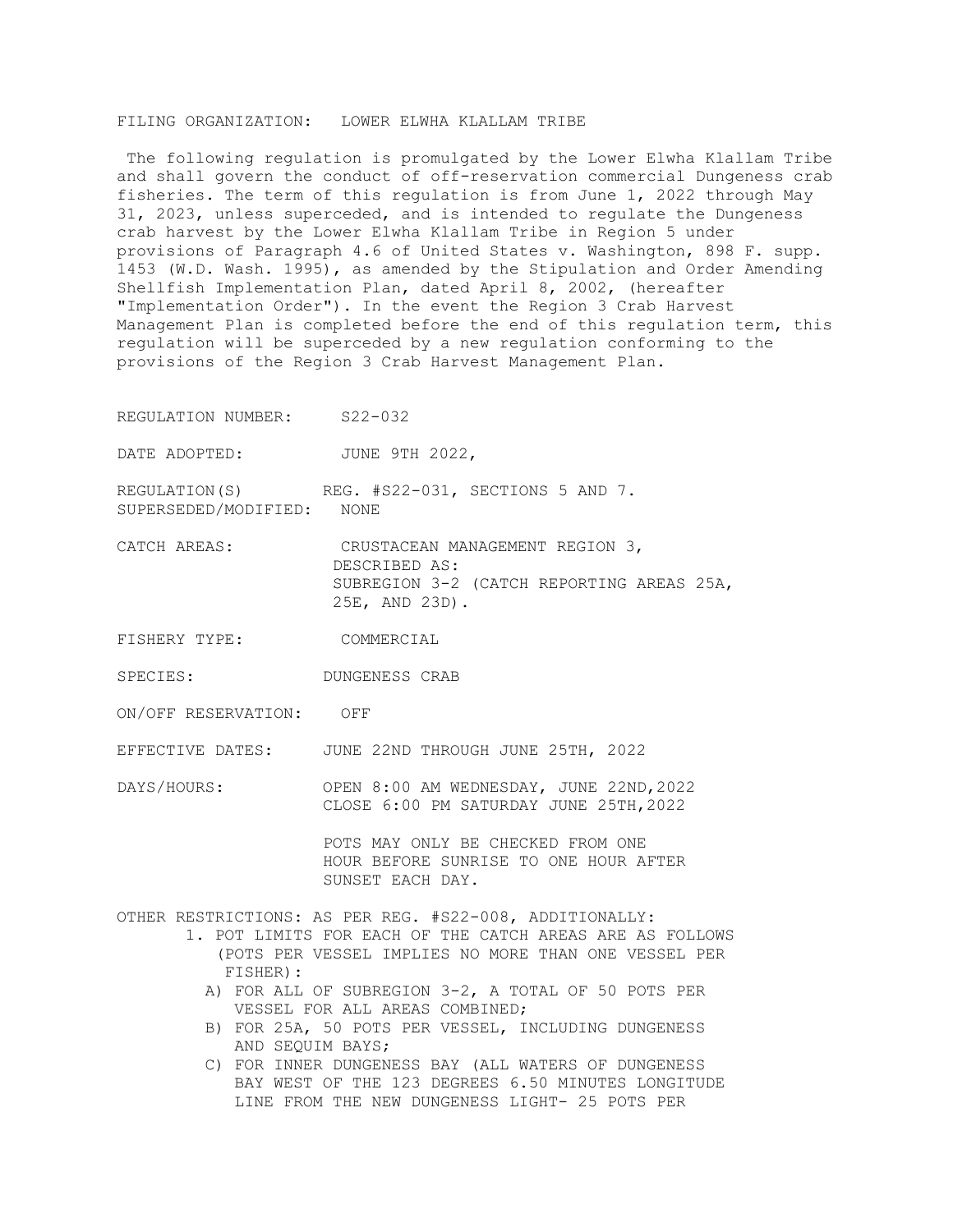FILING ORGANIZATION: LOWER ELWHA KLALLAM TRIBE

The following regulation is promulgated by the Lower Elwha Klallam Tribe and shall govern the conduct of off-reservation commercial Dungeness crab fisheries. The term of this regulation is from June 1, 2022 through May 31, 2023, unless superceded, and is intended to regulate the Dungeness crab harvest by the Lower Elwha Klallam Tribe in Region 5 under provisions of Paragraph 4.6 of United States v. Washington, 898 F. supp. 1453 (W.D. Wash. 1995), as amended by the Stipulation and Order Amending Shellfish Implementation Plan, dated April 8, 2002, (hereafter "Implementation Order"). In the event the Region 3 Crab Harvest Management Plan is completed before the end of this regulation term, this regulation will be superceded by a new regulation conforming to the provisions of the Region 3 Crab Harvest Management Plan.

REGULATION NUMBER: S22-032

DATE ADOPTED: JUNE 9TH 2022,

REGULATION(S) SUPERSEDED/MODIFIED: REG. #S22-031, SECTIONS 5 AND 7. NONE

CATCH AREAS: CRUSTACEAN MANAGEMENT REGION 3, DESCRIBED AS: SUBREGION 3-2 (CATCH REPORTING AREAS 25A, 25E, AND 23D).

FISHERY TYPE: COMMERCIAL

SPECIES: DUNGENESS CRAB

ON/OFF RESERVATION: OFF

EFFECTIVE DATES: JUNE 22ND THROUGH JUNE 25TH, 2022

DAYS/HOURS: OPEN 8:00 AM WEDNESDAY, JUNE 22ND,2022
CLOSE 6:00 PM SATURDAY JUNE 25TH,2022

POTS MAY ONLY BE CHECKED FROM ONE HOUR BEFORE SUNRISE TO ONE HOUR AFTER SUNSET EACH DAY.

OTHER RESTRICTIONS: AS PER REG. #S22-008, ADDITIONALLY:

1. POT LIMITS FOR EACH OF THE CATCH AREAS ARE AS FOLLOWS (POTS PER VESSEL IMPLIES NO MORE THAN ONE VESSEL PER FISHER):
   A) FOR ALL OF SUBREGION 3-2, A TOTAL OF 50 POTS PER VESSEL FOR ALL AREAS COMBINED;
   B) FOR 25A, 50 POTS PER VESSEL, INCLUDING DUNGENESS AND SEQUIM BAYS;
   C) FOR INNER DUNGENESS BAY (ALL WATERS OF DUNGENESS BAY WEST OF THE 123 DEGREES 6.50 MINUTES LONGITUDE LINE FROM THE NEW DUNGENESS LIGHT- 25 POTS PER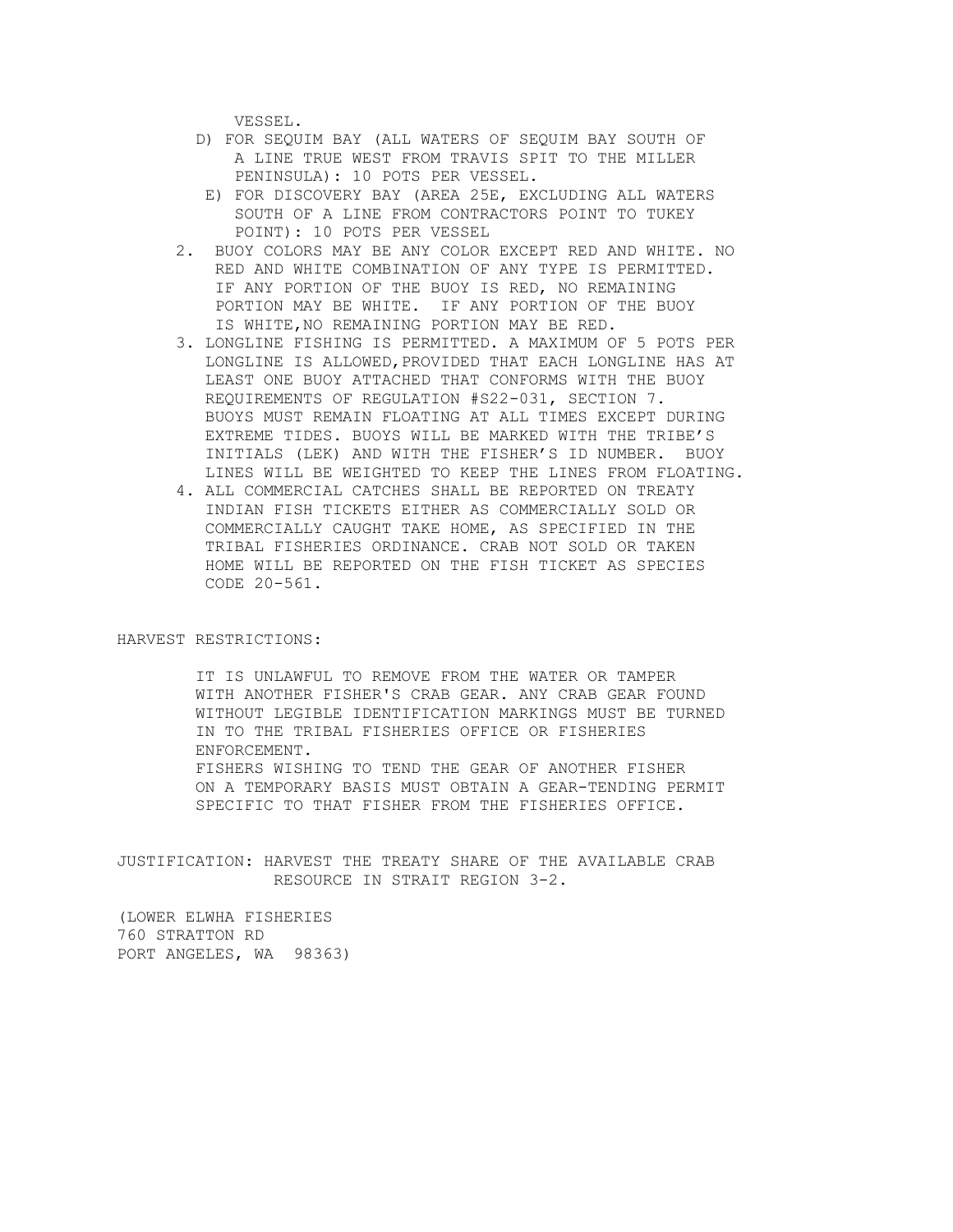VESSEL.

D) FOR SEQUIM BAY (ALL WATERS OF SEQUIM BAY SOUTH OF A LINE TRUE WEST FROM TRAVIS SPIT TO THE MILLER PENINSULA): 10 POTS PER VESSEL.

E) FOR DISCOVERY BAY (AREA 25E, EXCLUDING ALL WATERS SOUTH OF A LINE FROM CONTRACTORS POINT TO TUKEY POINT): 10 POTS PER VESSEL

2. BUOY COLORS MAY BE ANY COLOR EXCEPT RED AND WHITE. NO RED AND WHITE COMBINATION OF ANY TYPE IS PERMITTED. IF ANY PORTION OF THE BUOY IS RED, NO REMAINING PORTION MAY BE WHITE. IF ANY PORTION OF THE BUOY IS WHITE,NO REMAINING PORTION MAY BE RED.
3. LONGLINE FISHING IS PERMITTED. A MAXIMUM OF 5 POTS PER LONGLINE IS ALLOWED,PROVIDED THAT EACH LONGLINE HAS AT LEAST ONE BUOY ATTACHED THAT CONFORMS WITH THE BUOY REQUIREMENTS OF REGULATION #S22-031, SECTION 7. BUOYS MUST REMAIN FLOATING AT ALL TIMES EXCEPT DURING EXTREME TIDES. BUOYS WILL BE MARKED WITH THE TRIBE'S INITIALS (LEK) AND WITH THE FISHER'S ID NUMBER. BUOY LINES WILL BE WEIGHTED TO KEEP THE LINES FROM FLOATING.
4. ALL COMMERCIAL CATCHES SHALL BE REPORTED ON TREATY INDIAN FISH TICKETS EITHER AS COMMERCIALLY SOLD OR COMMERCIALLY CAUGHT TAKE HOME, AS SPECIFIED IN THE TRIBAL FISHERIES ORDINANCE. CRAB NOT SOLD OR TAKEN HOME WILL BE REPORTED ON THE FISH TICKET AS SPECIES CODE 20-561.

HARVEST RESTRICTIONS:

IT IS UNLAWFUL TO REMOVE FROM THE WATER OR TAMPER WITH ANOTHER FISHER'S CRAB GEAR. ANY CRAB GEAR FOUND WITHOUT LEGIBLE IDENTIFICATION MARKINGS MUST BE TURNED IN TO THE TRIBAL FISHERIES OFFICE OR FISHERIES ENFORCEMENT.
FISHERS WISHING TO TEND THE GEAR OF ANOTHER FISHER ON A TEMPORARY BASIS MUST OBTAIN A GEAR-TENDING PERMIT SPECIFIC TO THAT FISHER FROM THE FISHERIES OFFICE.

JUSTIFICATION: HARVEST THE TREATY SHARE OF THE AVAILABLE CRAB RESOURCE IN STRAIT REGION 3-2.

(LOWER ELWHA FISHERIES
760 STRATTON RD
PORT ANGELES, WA 98363)